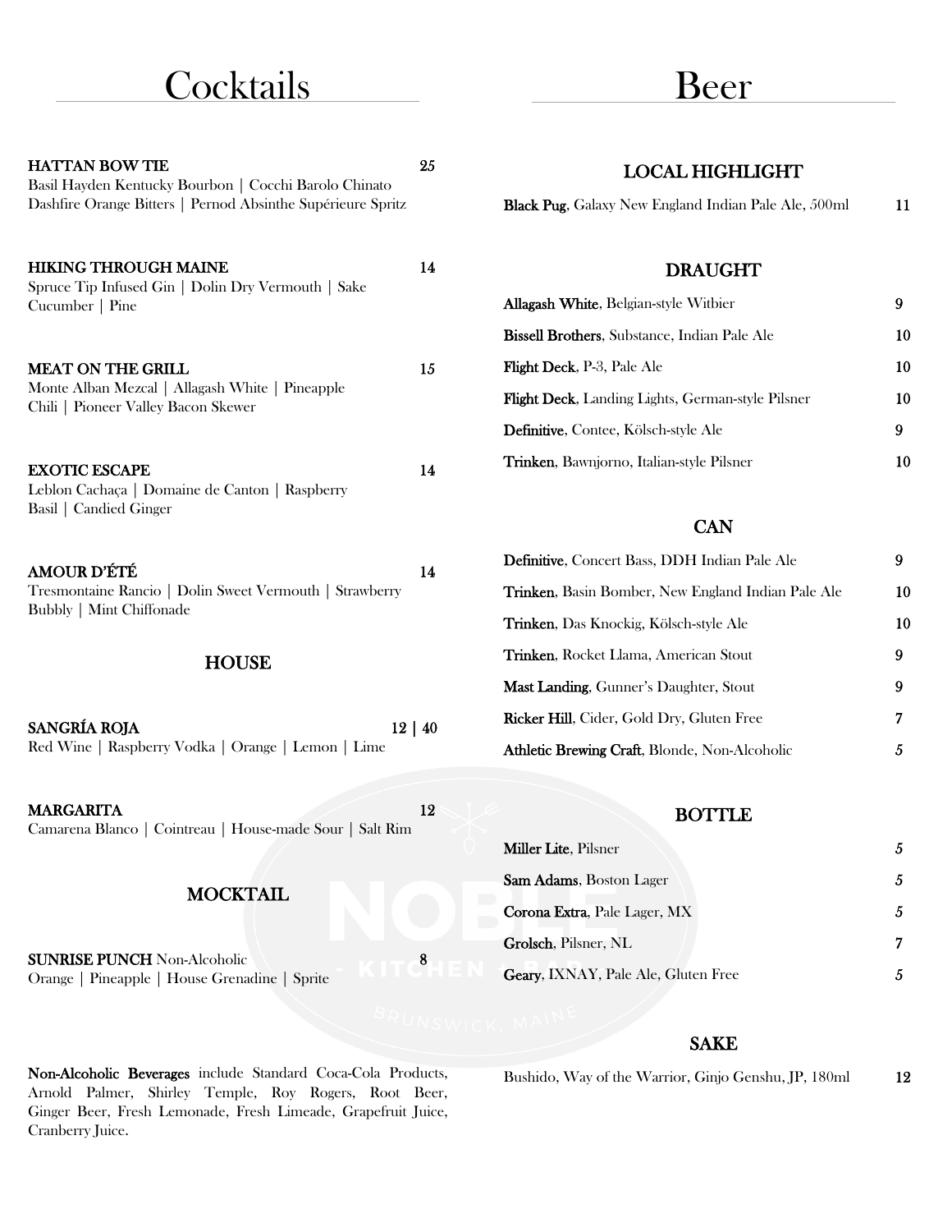# Cocktails

**HATTAN BOW TIE** 25
Basil Hayden Kentucky Bourbon | Cocchi Barolo Chinato
Dashfire Orange Bitters | Pernod Absinthe Supérieure Spritz

**HIKING THROUGH MAINE** 14
Spruce Tip Infused Gin | Dolin Dry Vermouth | Sake
Cucumber | Pine

**MEAT ON THE GRILL** 15
Monte Alban Mezcal | Allagash White | Pineapple
Chili | Pioneer Valley Bacon Skewer

**EXOTIC ESCAPE** 14
Leblon Cachaça | Domaine de Canton | Raspberry
Basil | Candied Ginger

**AMOUR D'ÉTÉ** 14
Tresmontaine Rancio | Dolin Sweet Vermouth | Strawberry
Bubbly | Mint Chiffonade

## HOUSE

**SANGRÍA ROJA** 12 | 40
Red Wine | Raspberry Vodka | Orange | Lemon | Lime

**MARGARITA** 12
Camarena Blanco | Cointreau | House-made Sour | Salt Rim

## MOCKTAIL

**SUNRISE PUNCH** Non-Alcoholic 8
Orange | Pineapple | House Grenadine | Sprite

**Non-Alcoholic Beverages** include Standard Coca-Cola Products, Arnold Palmer, Shirley Temple, Roy Rogers, Root Beer, Ginger Beer, Fresh Lemonade, Fresh Limeade, Grapefruit Juice, Cranberry Juice.

# Beer

## LOCAL HIGHLIGHT

| | |
|---|---|
| **Black Pug**, Galaxy New England Indian Pale Ale, 500ml | 11 |

## DRAUGHT

| | |
|---|---|
| **Allagash White**, Belgian-style Witbier | 9 |
| **Bissell Brothers**, Substance, Indian Pale Ale | 10 |
| **Flight Deck**, P-3, Pale Ale | 10 |
| **Flight Deck**, Landing Lights, German-style Pilsner | 10 |
| **Definitive**, Contee, Kölsch-style Ale | 9 |
| **Trinken**, Bawnjorno, Italian-style Pilsner | 10 |

## CAN

| | |
|---|---|
| **Definitive**, Concert Bass, DDH Indian Pale Ale | 9 |
| **Trinken**, Basin Bomber, New England Indian Pale Ale | 10 |
| **Trinken**, Das Knockig, Kölsch-style Ale | 10 |
| **Trinken**, Rocket Llama, American Stout | 9 |
| **Mast Landing**, Gunner's Daughter, Stout | 9 |
| **Ricker Hill**, Cider, Gold Dry, Gluten Free | 7 |
| **Athletic Brewing Craft**, Blonde, Non-Alcoholic | 5 |

## BOTTLE

| | |
|---|---|
| **Miller Lite**, Pilsner | 5 |
| **Sam Adams**, Boston Lager | 5 |
| **Corona Extra**, Pale Lager, MX | 5 |
| **Grolsch**, Pilsner, NL | 7 |
| **Geary**, IXNAY, Pale Ale, Gluten Free | 5 |

## SAKE

| | |
|---|---|
| Bushido, Way of the Warrior, Ginjo Genshu, JP, 180ml | 12 |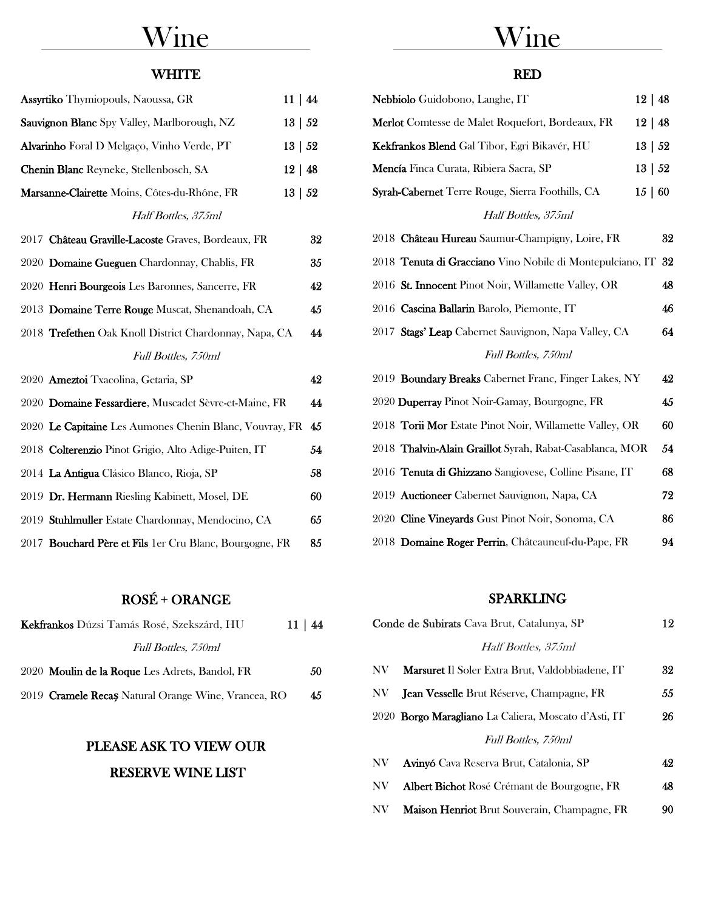# Wine

## WHITE

**Assyrtiko** Thymiopouls, Naoussa, GR 11 | 44

**Sauvignon Blanc** Spy Valley, Marlborough, NZ 13 | 52

**Alvarinho** Foral D Melgaço, Vinho Verde, PT 13 | 52

**Chenin Blanc** Reyneke, Stellenbosch, SA 12 | 48

**Marsanne-Clairette** Moins, Côtes-du-Rhône, FR 13 | 52

*Half Bottles, 375ml*

2017 **Château Graville-Lacoste** Graves, Bordeaux, FR 32

2020 **Domaine Gueguen** Chardonnay, Chablis, FR 35

2020 **Henri Bourgeois** Les Baronnes, Sancerre, FR 42

2013 **Domaine Terre Rouge** Muscat, Shenandoah, CA 45

2018 **Trefethen** Oak Knoll District Chardonnay, Napa, CA 44

*Full Bottles, 750ml*

2020 **Ameztoi** Txacolina, Getaria, SP 42

2020 **Domaine Fessardiere**, Muscadet Sèvre-et-Maine, FR 44

2020 **Le Capitaine** Les Aumones Chenin Blanc, Vouvray, FR 45

2018 **Colterenzio** Pinot Grigio, Alto Adige-Puiten, IT 54

2014 **La Antigua** Clásico Blanco, Rioja, SP 58

2019 **Dr. Hermann** Riesling Kabinett, Mosel, DE 60

2019 **Stuhlmuller** Estate Chardonnay, Mendocino, CA 65

2017 **Bouchard Père et Fils** 1er Cru Blanc, Bourgogne, FR 85

## ROSÉ + ORANGE

**Kekfrankos** Dúzsi Tamás Rosé, Szekszárd, HU 11 | 44

*Full Bottles, 750ml*

2020 **Moulin de la Roque** Les Adrets, Bandol, FR 50

2019 **Cramele Recaş** Natural Orange Wine, Vrancea, RO 45

**PLEASE ASK TO VIEW OUR RESERVE WINE LIST**

# Wine

## RED

**Nebbiolo** Guidobono, Langhe, IT 12 | 48

**Merlot** Comtesse de Malet Roquefort, Bordeaux, FR 12 | 48

**Kekfrankos Blend** Gal Tibor, Egri Bikavér, HU 13 | 52

**Mencía** Finca Curata, Ribiera Sacra, SP 13 | 52

**Syrah-Cabernet** Terre Rouge, Sierra Foothills, CA 15 | 60

*Half Bottles, 375ml*

2018 **Château Hureau** Saumur-Champigny, Loire, FR 32

2018 **Tenuta di Gracciano** Vino Nobile di Montepulciano, IT 32

2016 **St. Innocent** Pinot Noir, Willamette Valley, OR 48

2016 **Cascina Ballarin** Barolo, Piemonte, IT 46

2017 **Stags' Leap** Cabernet Sauvignon, Napa Valley, CA 64

*Full Bottles, 750ml*

2019 **Boundary Breaks** Cabernet Franc, Finger Lakes, NY 42

2020 **Duperray** Pinot Noir-Gamay, Bourgogne, FR 45

2018 **Torii Mor** Estate Pinot Noir, Willamette Valley, OR 60

2018 **Thalvin-Alain Graillot** Syrah, Rabat-Casablanca, MOR 54

2016 **Tenuta di Ghizzano** Sangiovese, Colline Pisane, IT 68

2019 **Auctioneer** Cabernet Sauvignon, Napa, CA 72

2020 **Cline Vineyards** Gust Pinot Noir, Sonoma, CA 86

2018 **Domaine Roger Perrin**, Châteauneuf-du-Pape, FR 94

## SPARKLING

**Conde de Subirats** Cava Brut, Catalunya, SP 12

*Half Bottles, 375ml*

NV **Marsuret** Il Soler Extra Brut, Valdobbiadene, IT 32

NV **Jean Vesselle** Brut Réserve, Champagne, FR 55

2020 **Borgo Maragliano** La Caliera, Moscato d'Asti, IT 26

*Full Bottles, 750ml*

NV **Avinyó** Cava Reserva Brut, Catalonia, SP 42

NV **Albert Bichot** Rosé Crémant de Bourgogne, FR 48

NV **Maison Henriot** Brut Souverain, Champagne, FR 90